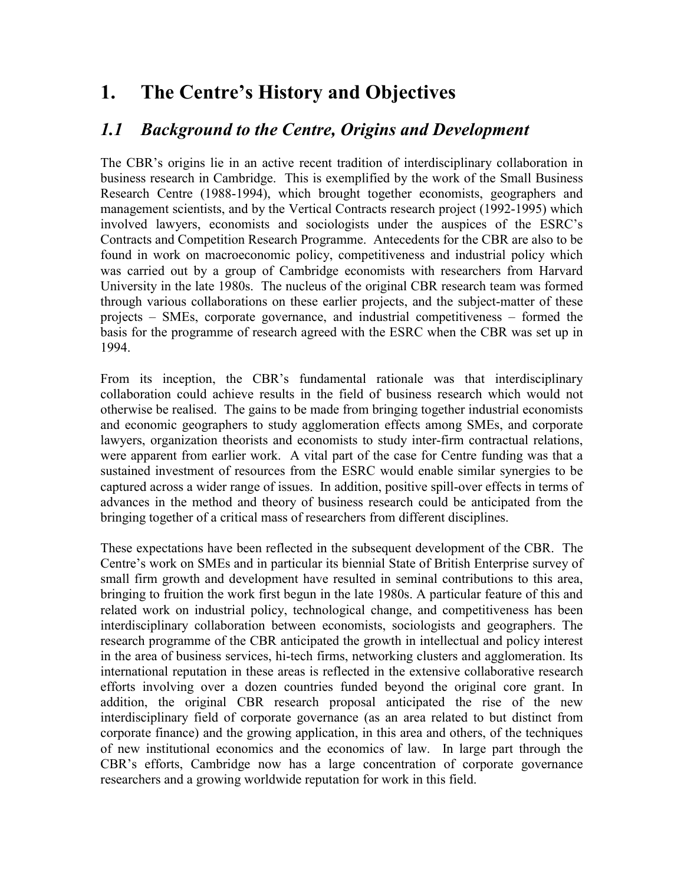# 1. The Centre's History and Objectives

## *1.1 Background to the Centre, Origins and Development*

The CBR's origins lie in an active recent tradition of interdisciplinary collaboration in business research in Cambridge. This is exemplified by the work of the Small Business Research Centre (1988-1994), which brought together economists, geographers and management scientists, and by the Vertical Contracts research project (1992-1995) which involved lawyers, economists and sociologists under the auspices of the ESRC's Contracts and Competition Research Programme. Antecedents for the CBR are also to be found in work on macroeconomic policy, competitiveness and industrial policy which was carried out by a group of Cambridge economists with researchers from Harvard University in the late 1980s. The nucleus of the original CBR research team was formed through various collaborations on these earlier projects, and the subject-matter of these projects – SMEs, corporate governance, and industrial competitiveness – formed the basis for the programme of research agreed with the ESRC when the CBR was set up in 1994.

From its inception, the CBR's fundamental rationale was that interdisciplinary collaboration could achieve results in the field of business research which would not otherwise be realised. The gains to be made from bringing together industrial economists and economic geographers to study agglomeration effects among SMEs, and corporate lawyers, organization theorists and economists to study inter-firm contractual relations, were apparent from earlier work. A vital part of the case for Centre funding was that a sustained investment of resources from the ESRC would enable similar synergies to be captured across a wider range of issues. In addition, positive spill-over effects in terms of advances in the method and theory of business research could be anticipated from the bringing together of a critical mass of researchers from different disciplines.

These expectations have been reflected in the subsequent development of the CBR. The Centre's work on SMEs and in particular its biennial State of British Enterprise survey of small firm growth and development have resulted in seminal contributions to this area, bringing to fruition the work first begun in the late 1980s. A particular feature of this and related work on industrial policy, technological change, and competitiveness has been interdisciplinary collaboration between economists, sociologists and geographers. The research programme of the CBR anticipated the growth in intellectual and policy interest in the area of business services, hi-tech firms, networking clusters and agglomeration. Its international reputation in these areas is reflected in the extensive collaborative research efforts involving over a dozen countries funded beyond the original core grant. In addition, the original CBR research proposal anticipated the rise of the new interdisciplinary field of corporate governance (as an area related to but distinct from corporate finance) and the growing application, in this area and others, of the techniques of new institutional economics and the economics of law. In large part through the CBR's efforts, Cambridge now has a large concentration of corporate governance researchers and a growing worldwide reputation for work in this field.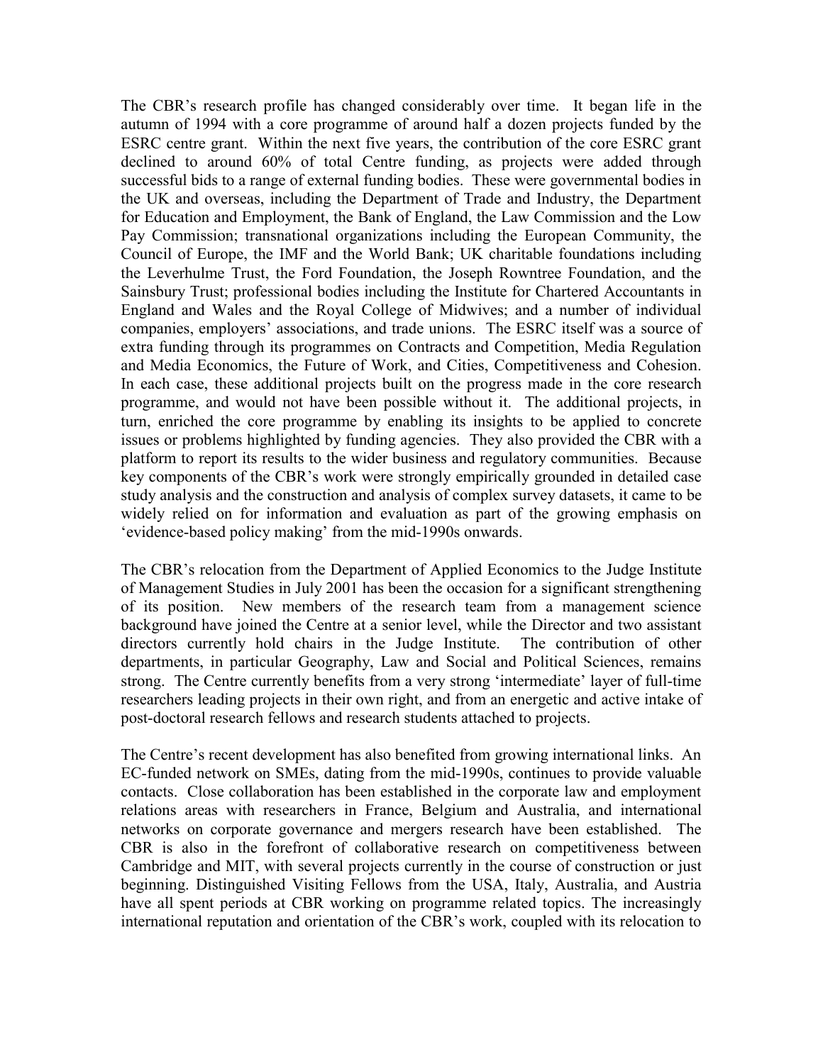The CBR's research profile has changed considerably over time. It began life in the autumn of 1994 with a core programme of around half a dozen projects funded by the ESRC centre grant. Within the next five years, the contribution of the core ESRC grant declined to around 60% of total Centre funding, as projects were added through successful bids to a range of external funding bodies. These were governmental bodies in the UK and overseas, including the Department of Trade and Industry, the Department for Education and Employment, the Bank of England, the Law Commission and the Low Pay Commission; transnational organizations including the European Community, the Council of Europe, the IMF and the World Bank; UK charitable foundations including the Leverhulme Trust, the Ford Foundation, the Joseph Rowntree Foundation, and the Sainsbury Trust; professional bodies including the Institute for Chartered Accountants in England and Wales and the Royal College of Midwives; and a number of individual companies, employers' associations, and trade unions. The ESRC itself was a source of extra funding through its programmes on Contracts and Competition, Media Regulation and Media Economics, the Future of Work, and Cities, Competitiveness and Cohesion. In each case, these additional projects built on the progress made in the core research programme, and would not have been possible without it. The additional projects, in turn, enriched the core programme by enabling its insights to be applied to concrete issues or problems highlighted by funding agencies. They also provided the CBR with a platform to report its results to the wider business and regulatory communities. Because key components of the CBR's work were strongly empirically grounded in detailed case study analysis and the construction and analysis of complex survey datasets, it came to be widely relied on for information and evaluation as part of the growing emphasis on 'evidence-based policy making' from the mid-1990s onwards.

The CBR's relocation from the Department of Applied Economics to the Judge Institute of Management Studies in July 2001 has been the occasion for a significant strengthening of its position. New members of the research team from a management science background have joined the Centre at a senior level, while the Director and two assistant directors currently hold chairs in the Judge Institute. The contribution of other departments, in particular Geography, Law and Social and Political Sciences, remains strong. The Centre currently benefits from a very strong 'intermediate' layer of full-time researchers leading projects in their own right, and from an energetic and active intake of post-doctoral research fellows and research students attached to projects.

The Centre's recent development has also benefited from growing international links. An EC-funded network on SMEs, dating from the mid-1990s, continues to provide valuable contacts. Close collaboration has been established in the corporate law and employment relations areas with researchers in France, Belgium and Australia, and international networks on corporate governance and mergers research have been established. The CBR is also in the forefront of collaborative research on competitiveness between Cambridge and MIT, with several projects currently in the course of construction or just beginning. Distinguished Visiting Fellows from the USA, Italy, Australia, and Austria have all spent periods at CBR working on programme related topics. The increasingly international reputation and orientation of the CBR's work, coupled with its relocation to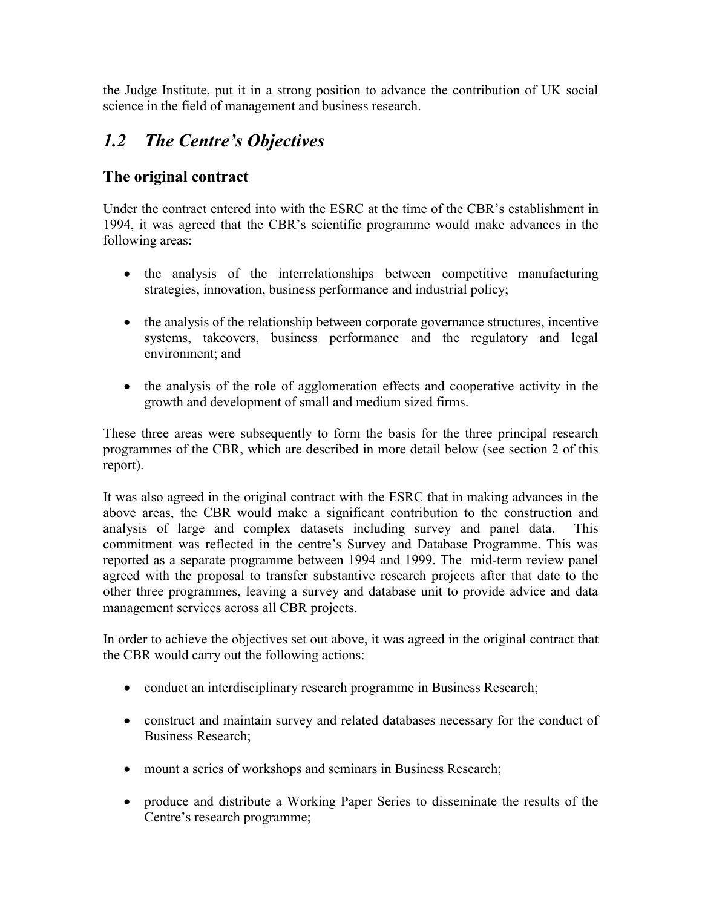the Judge Institute, put it in a strong position to advance the contribution of UK social science in the field of management and business research.

## *1.2 The Centre's Objectives*

### The original contract

Under the contract entered into with the ESRC at the time of the CBR's establishment in 1994, it was agreed that the CBR's scientific programme would make advances in the following areas:

- the analysis of the interrelationships between competitive manufacturing strategies, innovation, business performance and industrial policy;
- the analysis of the relationship between corporate governance structures, incentive systems, takeovers, business performance and the regulatory and legal environment; and
- the analysis of the role of agglomeration effects and cooperative activity in the growth and development of small and medium sized firms.

These three areas were subsequently to form the basis for the three principal research programmes of the CBR, which are described in more detail below (see section 2 of this report).

It was also agreed in the original contract with the ESRC that in making advances in the above areas, the CBR would make a significant contribution to the construction and analysis of large and complex datasets including survey and panel data. This commitment was reflected in the centre's Survey and Database Programme. This was reported as a separate programme between 1994 and 1999. The mid-term review panel agreed with the proposal to transfer substantive research projects after that date to the other three programmes, leaving a survey and database unit to provide advice and data management services across all CBR projects.

In order to achieve the objectives set out above, it was agreed in the original contract that the CBR would carry out the following actions:

- conduct an interdisciplinary research programme in Business Research;
- construct and maintain survey and related databases necessary for the conduct of Business Research;
- mount a series of workshops and seminars in Business Research;
- produce and distribute a Working Paper Series to disseminate the results of the Centre's research programme;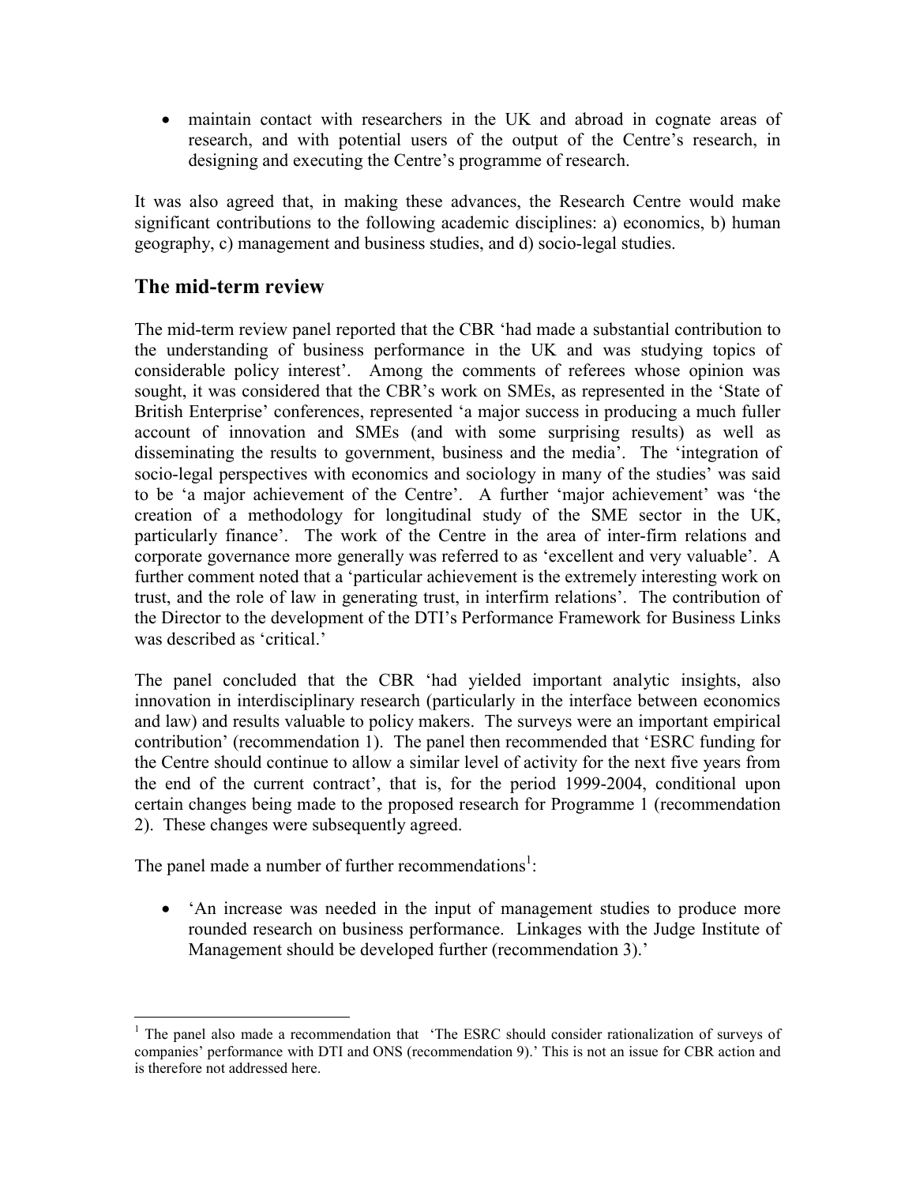- maintain contact with researchers in the UK and abroad in cognate areas of research, and with potential users of the output of the Centre's research, in designing and executing the Centre's programme of research.

It was also agreed that, in making these advances, the Research Centre would make significant contributions to the following academic disciplines: a) economics, b) human geography, c) management and business studies, and d) socio-legal studies.

## The mid-term review

The mid-term review panel reported that the CBR 'had made a substantial contribution to the understanding of business performance in the UK and was studying topics of considerable policy interest'. Among the comments of referees whose opinion was sought, it was considered that the CBR's work on SMEs, as represented in the 'State of British Enterprise' conferences, represented 'a major success in producing a much fuller account of innovation and SMEs (and with some surprising results) as well as disseminating the results to government, business and the media'. The 'integration of socio-legal perspectives with economics and sociology in many of the studies' was said to be 'a major achievement of the Centre'. A further 'major achievement' was 'the creation of a methodology for longitudinal study of the SME sector in the UK, particularly finance'. The work of the Centre in the area of inter-firm relations and corporate governance more generally was referred to as 'excellent and very valuable'. A further comment noted that a 'particular achievement is the extremely interesting work on trust, and the role of law in generating trust, in interfirm relations'. The contribution of the Director to the development of the DTI's Performance Framework for Business Links was described as 'critical.'

The panel concluded that the CBR 'had yielded important analytic insights, also innovation in interdisciplinary research (particularly in the interface between economics and law) and results valuable to policy makers. The surveys were an important empirical contribution' (recommendation 1). The panel then recommended that 'ESRC funding for the Centre should continue to allow a similar level of activity for the next five years from the end of the current contract', that is, for the period 1999-2004, conditional upon certain changes being made to the proposed research for Programme 1 (recommendation 2). These changes were subsequently agreed.

The panel made a number of further recommendations[1]:

- 'An increase was needed in the input of management studies to produce more rounded research on business performance. Linkages with the Judge Institute of Management should be developed further (recommendation 3).'

---

[1] The panel also made a recommendation that 'The ESRC should consider rationalization of surveys of companies' performance with DTI and ONS (recommendation 9).' This is not an issue for CBR action and is therefore not addressed here.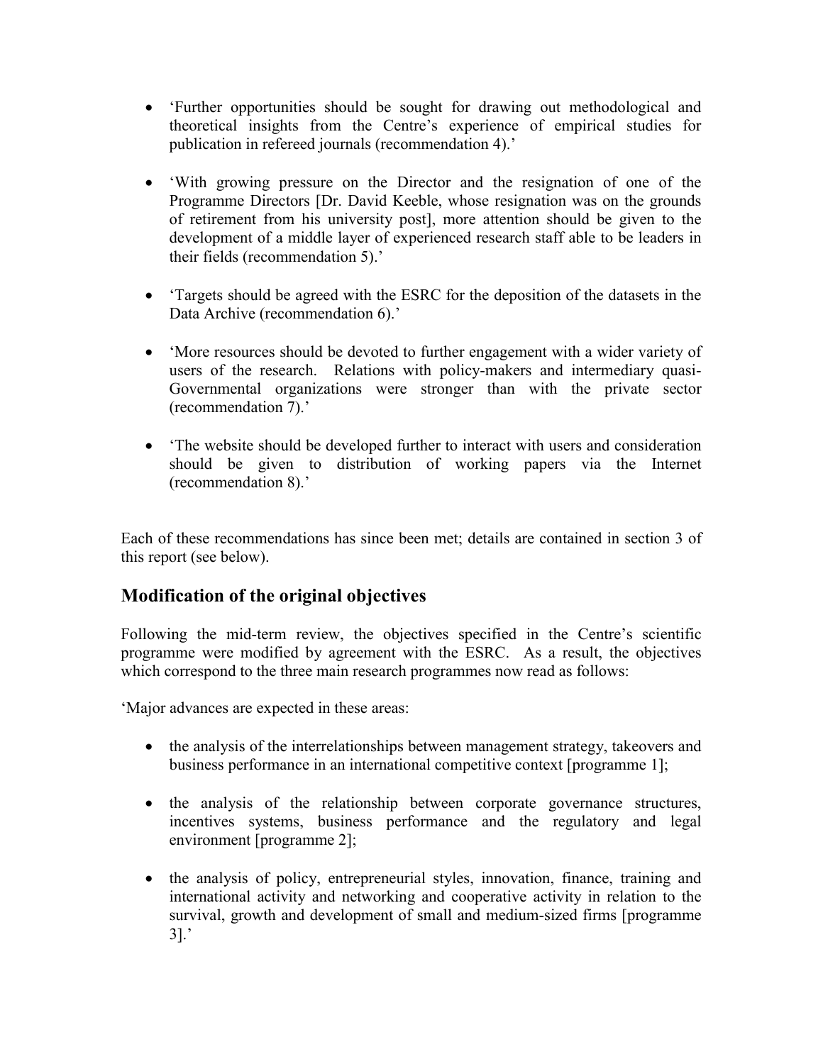- 'Further opportunities should be sought for drawing out methodological and theoretical insights from the Centre's experience of empirical studies for publication in refereed journals (recommendation 4).'

- 'With growing pressure on the Director and the resignation of one of the Programme Directors [Dr. David Keeble, whose resignation was on the grounds of retirement from his university post], more attention should be given to the development of a middle layer of experienced research staff able to be leaders in their fields (recommendation 5).'

- 'Targets should be agreed with the ESRC for the deposition of the datasets in the Data Archive (recommendation 6).'

- 'More resources should be devoted to further engagement with a wider variety of users of the research. Relations with policy-makers and intermediary quasi-Governmental organizations were stronger than with the private sector (recommendation 7).'

- 'The website should be developed further to interact with users and consideration should be given to distribution of working papers via the Internet (recommendation 8).'

Each of these recommendations has since been met; details are contained in section 3 of this report (see below).

## Modification of the original objectives

Following the mid-term review, the objectives specified in the Centre's scientific programme were modified by agreement with the ESRC. As a result, the objectives which correspond to the three main research programmes now read as follows:

'Major advances are expected in these areas:

- the analysis of the interrelationships between management strategy, takeovers and business performance in an international competitive context [programme 1];

- the analysis of the relationship between corporate governance structures, incentives systems, business performance and the regulatory and legal environment [programme 2];

- the analysis of policy, entrepreneurial styles, innovation, finance, training and international activity and networking and cooperative activity in relation to the survival, growth and development of small and medium-sized firms [programme 3].'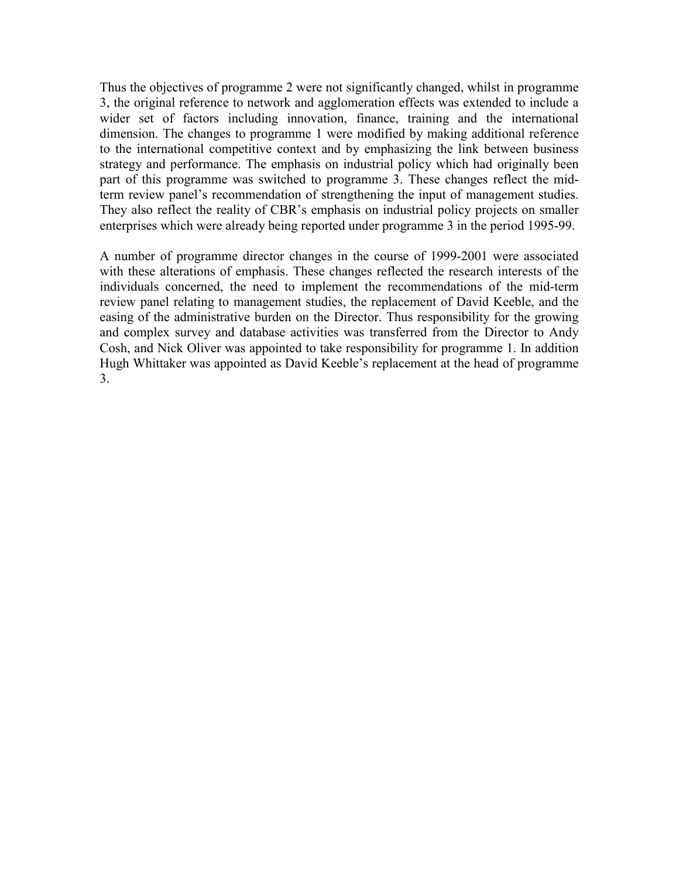Thus the objectives of programme 2 were not significantly changed, whilst in programme 3, the original reference to network and agglomeration effects was extended to include a wider set of factors including innovation, finance, training and the international dimension. The changes to programme 1 were modified by making additional reference to the international competitive context and by emphasizing the link between business strategy and performance. The emphasis on industrial policy which had originally been part of this programme was switched to programme 3. These changes reflect the mid-term review panel's recommendation of strengthening the input of management studies. They also reflect the reality of CBR's emphasis on industrial policy projects on smaller enterprises which were already being reported under programme 3 in the period 1995-99.

A number of programme director changes in the course of 1999-2001 were associated with these alterations of emphasis. These changes reflected the research interests of the individuals concerned, the need to implement the recommendations of the mid-term review panel relating to management studies, the replacement of David Keeble, and the easing of the administrative burden on the Director. Thus responsibility for the growing and complex survey and database activities was transferred from the Director to Andy Cosh, and Nick Oliver was appointed to take responsibility for programme 1. In addition Hugh Whittaker was appointed as David Keeble's replacement at the head of programme 3.